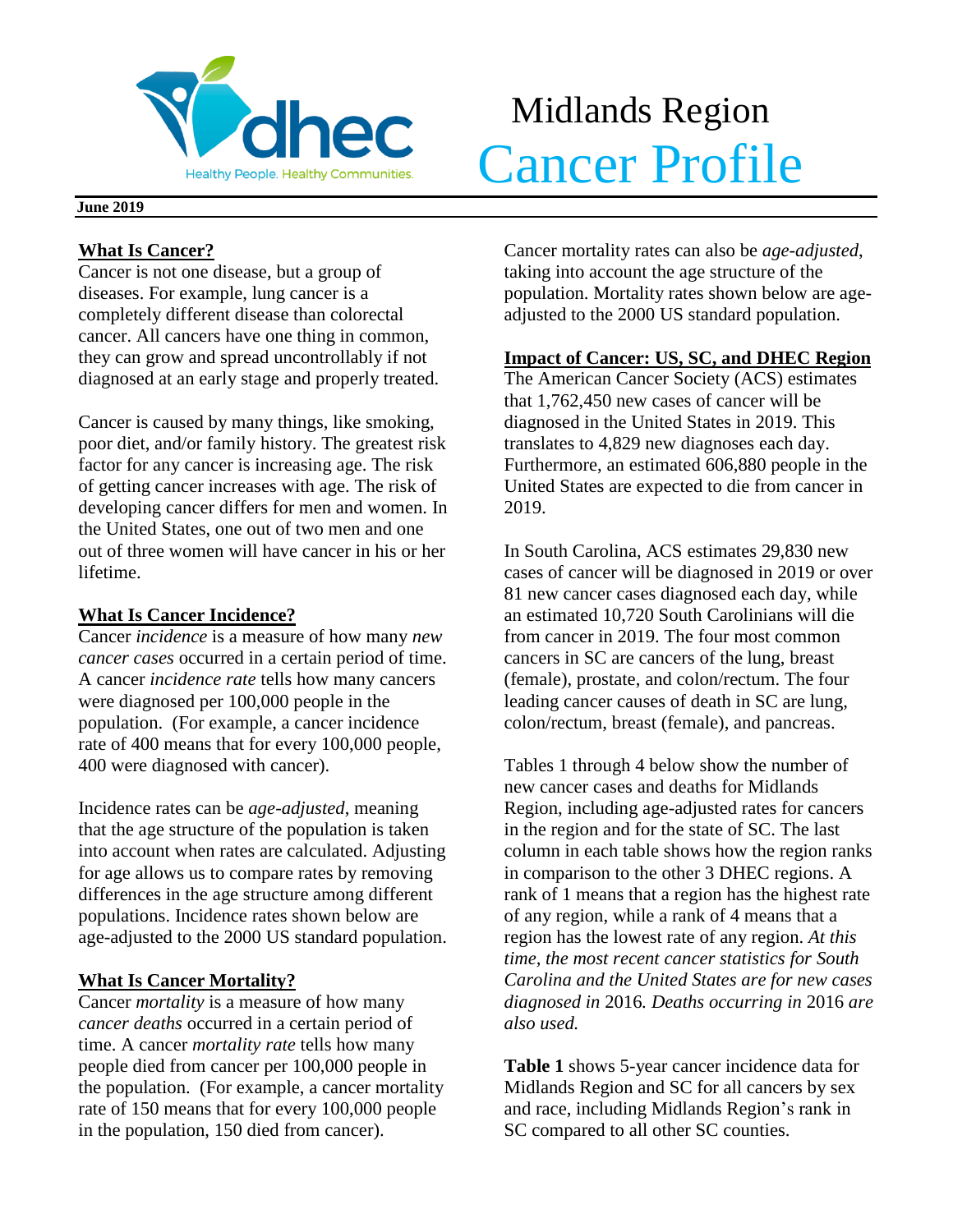dhec

Healthy People. Healthy Communities.

# Midlands Region Cancer Profile

**June 2019**

## What Is Cancer?

Cancer is not one disease, but a group of diseases. For example, lung cancer is a completely different disease than colorectal cancer. All cancers have one thing in common, they can grow and spread uncontrollably if not diagnosed at an early stage and properly treated.

Cancer is caused by many things, like smoking, poor diet, and/or family history. The greatest risk factor for any cancer is increasing age. The risk of getting cancer increases with age. The risk of developing cancer differs for men and women. In the United States, one out of two men and one out of three women will have cancer in his or her lifetime.

## What Is Cancer Incidence?

Cancer *incidence* is a measure of how many *new cancer cases* occurred in a certain period of time. A cancer *incidence rate* tells how many cancers were diagnosed per 100,000 people in the population. (For example, a cancer incidence rate of 400 means that for every 100,000 people, 400 were diagnosed with cancer).

Incidence rates can be *age-adjusted*, meaning that the age structure of the population is taken into account when rates are calculated. Adjusting for age allows us to compare rates by removing differences in the age structure among different populations. Incidence rates shown below are age-adjusted to the 2000 US standard population.

## What Is Cancer Mortality?

Cancer *mortality* is a measure of how many *cancer deaths* occurred in a certain period of time. A cancer *mortality rate* tells how many people died from cancer per 100,000 people in the population. (For example, a cancer mortality rate of 150 means that for every 100,000 people in the population, 150 died from cancer).

Cancer mortality rates can also be *age-adjusted*, taking into account the age structure of the population. Mortality rates shown below are age-adjusted to the 2000 US standard population.

## Impact of Cancer: US, SC, and DHEC Region

The American Cancer Society (ACS) estimates that 1,762,450 new cases of cancer will be diagnosed in the United States in 2019. This translates to 4,829 new diagnoses each day. Furthermore, an estimated 606,880 people in the United States are expected to die from cancer in 2019.

In South Carolina, ACS estimates 29,830 new cases of cancer will be diagnosed in 2019 or over 81 new cancer cases diagnosed each day, while an estimated 10,720 South Carolinians will die from cancer in 2019. The four most common cancers in SC are cancers of the lung, breast (female), prostate, and colon/rectum. The four leading cancer causes of death in SC are lung, colon/rectum, breast (female), and pancreas.

Tables 1 through 4 below show the number of new cancer cases and deaths for Midlands Region, including age-adjusted rates for cancers in the region and for the state of SC. The last column in each table shows how the region ranks in comparison to the other 3 DHEC regions. A rank of 1 means that a region has the highest rate of any region, while a rank of 4 means that a region has the lowest rate of any region. *At this time, the most recent cancer statistics for South Carolina and the United States are for new cases diagnosed in* 2016*. Deaths occurring in* 2016 *are also used.*

**Table 1** shows 5-year cancer incidence data for Midlands Region and SC for all cancers by sex and race, including Midlands Region's rank in SC compared to all other SC counties.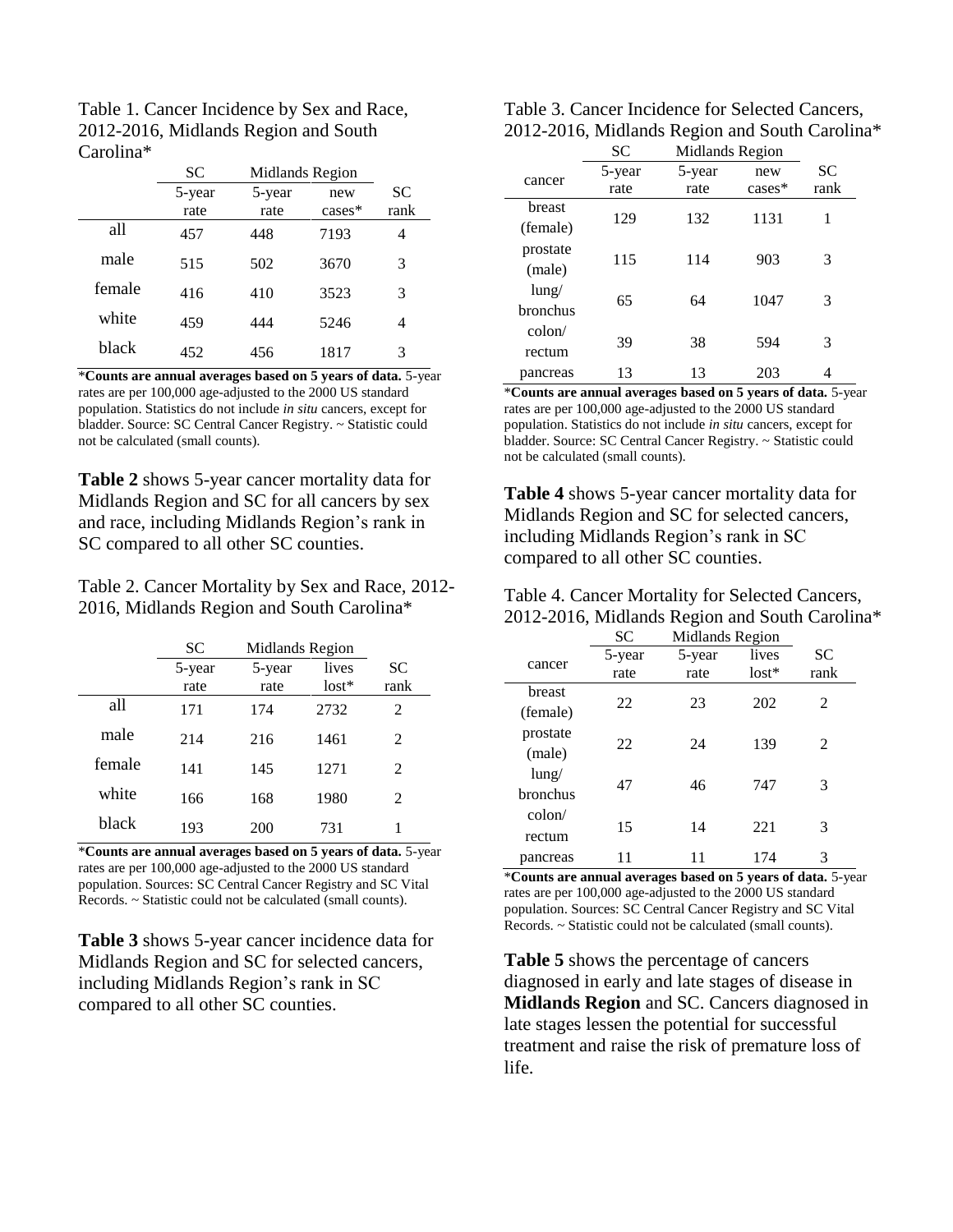Table 1. Cancer Incidence by Sex and Race, 2012-2016, Midlands Region and South Carolina*

| | SC | Midlands Region | | |
|---|---|---|---|---|
| | 5-year rate | 5-year rate | new cases* | SC rank |
| all | 457 | 448 | 7193 | 4 |
| male | 515 | 502 | 3670 | 3 |
| female | 416 | 410 | 3523 | 3 |
| white | 459 | 444 | 5246 | 4 |
| black | 452 | 456 | 1817 | 3 |

***Counts are annual averages based on 5 years of data.** 5-year rates are per 100,000 age-adjusted to the 2000 US standard population. Statistics do not include *in situ* cancers, except for bladder. Source: SC Central Cancer Registry. ~ Statistic could not be calculated (small counts).

**Table 2** shows 5-year cancer mortality data for Midlands Region and SC for all cancers by sex and race, including Midlands Region's rank in SC compared to all other SC counties.

Table 2. Cancer Mortality by Sex and Race, 2012-2016, Midlands Region and South Carolina*

| | SC | Midlands Region | | |
|---|---|---|---|---|
| | 5-year rate | 5-year rate | lives lost* | SC rank |
| all | 171 | 174 | 2732 | 2 |
| male | 214 | 216 | 1461 | 2 |
| female | 141 | 145 | 1271 | 2 |
| white | 166 | 168 | 1980 | 2 |
| black | 193 | 200 | 731 | 1 |

***Counts are annual averages based on 5 years of data.** 5-year rates are per 100,000 age-adjusted to the 2000 US standard population. Sources: SC Central Cancer Registry and SC Vital Records. ~ Statistic could not be calculated (small counts).

**Table 3** shows 5-year cancer incidence data for Midlands Region and SC for selected cancers, including Midlands Region's rank in SC compared to all other SC counties.

Table 3. Cancer Incidence for Selected Cancers, 2012-2016, Midlands Region and South Carolina*

| cancer | SC | Midlands Region | | |
|---|---|---|---|---|
| | 5-year rate | 5-year rate | new cases* | SC rank |
| breast (female) | 129 | 132 | 1131 | 1 |
| prostate (male) | 115 | 114 | 903 | 3 |
| lung/ bronchus | 65 | 64 | 1047 | 3 |
| colon/ rectum | 39 | 38 | 594 | 3 |
| pancreas | 13 | 13 | 203 | 4 |

***Counts are annual averages based on 5 years of data.** 5-year rates are per 100,000 age-adjusted to the 2000 US standard population. Statistics do not include *in situ* cancers, except for bladder. Source: SC Central Cancer Registry. ~ Statistic could not be calculated (small counts).

**Table 4** shows 5-year cancer mortality data for Midlands Region and SC for selected cancers, including Midlands Region's rank in SC compared to all other SC counties.

Table 4. Cancer Mortality for Selected Cancers, 2012-2016, Midlands Region and South Carolina*

| cancer | SC | Midlands Region | | |
|---|---|---|---|---|
| | 5-year rate | 5-year rate | lives lost* | SC rank |
| breast (female) | 22 | 23 | 202 | 2 |
| prostate (male) | 22 | 24 | 139 | 2 |
| lung/ bronchus | 47 | 46 | 747 | 3 |
| colon/ rectum | 15 | 14 | 221 | 3 |
| pancreas | 11 | 11 | 174 | 3 |

***Counts are annual averages based on 5 years of data.** 5-year rates are per 100,000 age-adjusted to the 2000 US standard population. Sources: SC Central Cancer Registry and SC Vital Records. ~ Statistic could not be calculated (small counts).

**Table 5** shows the percentage of cancers diagnosed in early and late stages of disease in **Midlands Region** and SC. Cancers diagnosed in late stages lessen the potential for successful treatment and raise the risk of premature loss of life.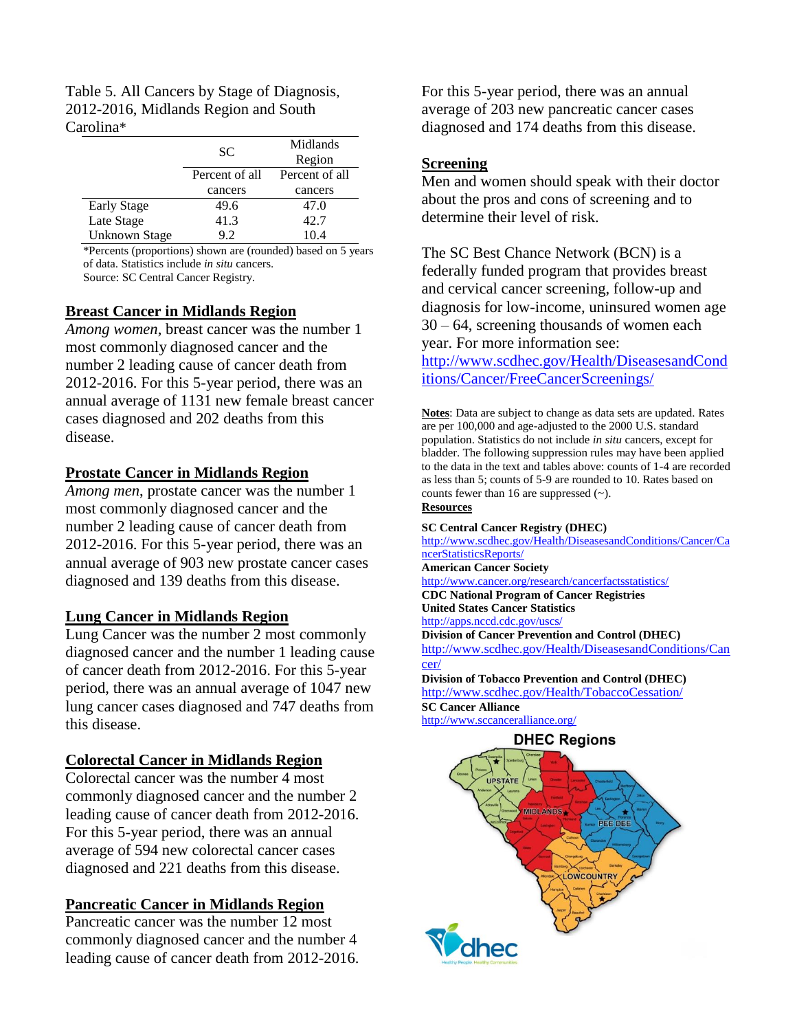Table 5. All Cancers by Stage of Diagnosis, 2012-2016, Midlands Region and South Carolina*

| | SC | Midlands Region |
|---|---|---|
| | Percent of all cancers | Percent of all cancers |
| Early Stage | 49.6 | 47.0 |
| Late Stage | 41.3 | 42.7 |
| Unknown Stage | 9.2 | 10.4 |

*Percents (proportions) shown are (rounded) based on 5 years of data. Statistics include *in situ* cancers.
Source: SC Central Cancer Registry.

## Breast Cancer in Midlands Region

*Among women*, breast cancer was the number 1 most commonly diagnosed cancer and the number 2 leading cause of cancer death from 2012-2016. For this 5-year period, there was an annual average of 1131 new female breast cancer cases diagnosed and 202 deaths from this disease.

## Prostate Cancer in Midlands Region

*Among men*, prostate cancer was the number 1 most commonly diagnosed cancer and the number 2 leading cause of cancer death from 2012-2016. For this 5-year period, there was an annual average of 903 new prostate cancer cases diagnosed and 139 deaths from this disease.

## Lung Cancer in Midlands Region

Lung Cancer was the number 2 most commonly diagnosed cancer and the number 1 leading cause of cancer death from 2012-2016. For this 5-year period, there was an annual average of 1047 new lung cancer cases diagnosed and 747 deaths from this disease.

## Colorectal Cancer in Midlands Region

Colorectal cancer was the number 4 most commonly diagnosed cancer and the number 2 leading cause of cancer death from 2012-2016. For this 5-year period, there was an annual average of 594 new colorectal cancer cases diagnosed and 221 deaths from this disease.

## Pancreatic Cancer in Midlands Region

Pancreatic cancer was the number 12 most commonly diagnosed cancer and the number 4 leading cause of cancer death from 2012-2016. For this 5-year period, there was an annual average of 203 new pancreatic cancer cases diagnosed and 174 deaths from this disease.

## Screening

Men and women should speak with their doctor about the pros and cons of screening and to determine their level of risk.

The SC Best Chance Network (BCN) is a federally funded program that provides breast and cervical cancer screening, follow-up and diagnosis for low-income, uninsured women age 30 – 64, screening thousands of women each year. For more information see: http://www.scdhec.gov/Health/DiseasesandConditions/Cancer/FreeCancerScreenings/

**Notes**: Data are subject to change as data sets are updated. Rates are per 100,000 and age-adjusted to the 2000 U.S. standard population. Statistics do not include *in situ* cancers, except for bladder. The following suppression rules may have been applied to the data in the text and tables above: counts of 1-4 are recorded as less than 5; counts of 5-9 are rounded to 10. Rates based on counts fewer than 16 are suppressed (~).

**Resources**

**SC Central Cancer Registry (DHEC)**
http://www.scdhec.gov/Health/DiseasesandConditions/Cancer/CancerStatisticsReports/

**American Cancer Society**
http://www.cancer.org/research/cancerfactsstatistics/

**CDC National Program of Cancer Registries**
**United States Cancer Statistics**
http://apps.nccd.cdc.gov/uscs/

**Division of Cancer Prevention and Control (DHEC)**
http://www.scdhec.gov/Health/DiseasesandConditions/Cancer/

**Division of Tobacco Prevention and Control (DHEC)**
http://www.scdhec.gov/Health/TobaccoCessation/

**SC Cancer Alliance**
http://www.sccanceralliance.org/

DHEC Regions

UPSTATE
MIDLANDS
PEE DEE
LOWCOUNTRY

dhec
Healthy People. Healthy Communities.